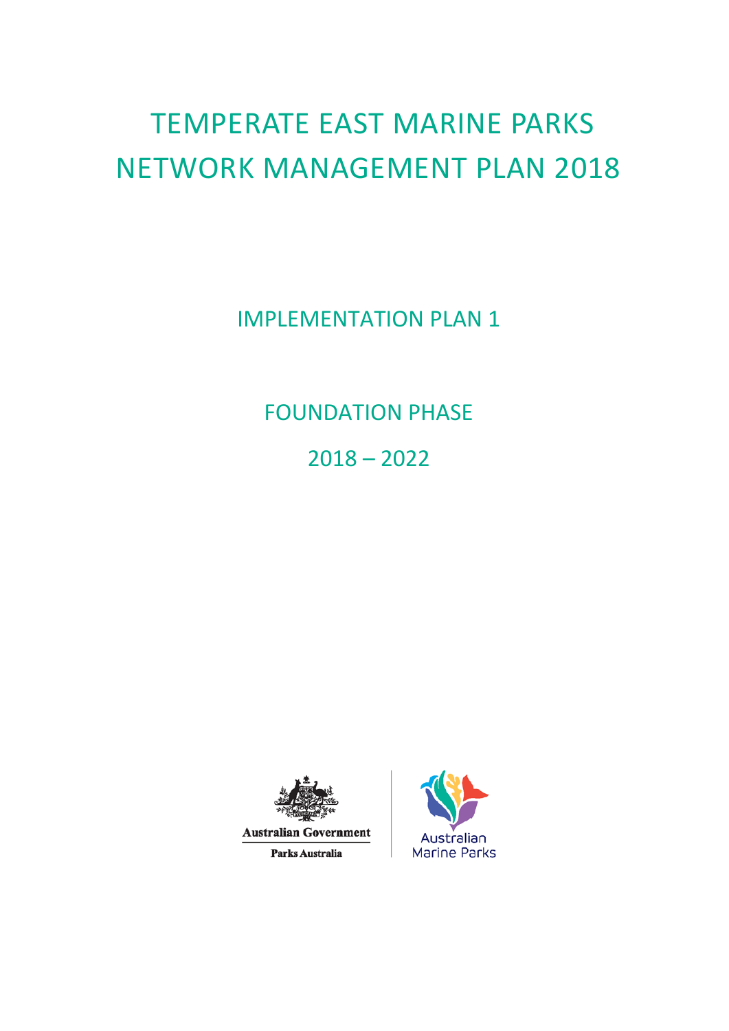# TEMPERATE EAST MARINE PARKS NETWORK MANAGEMENT PLAN 2018

## IMPLEMENTATION PLAN 1

## FOUNDATION PHASE

## 2018 – 2022

Australian Government

Parks Australia

Australian Marine Parks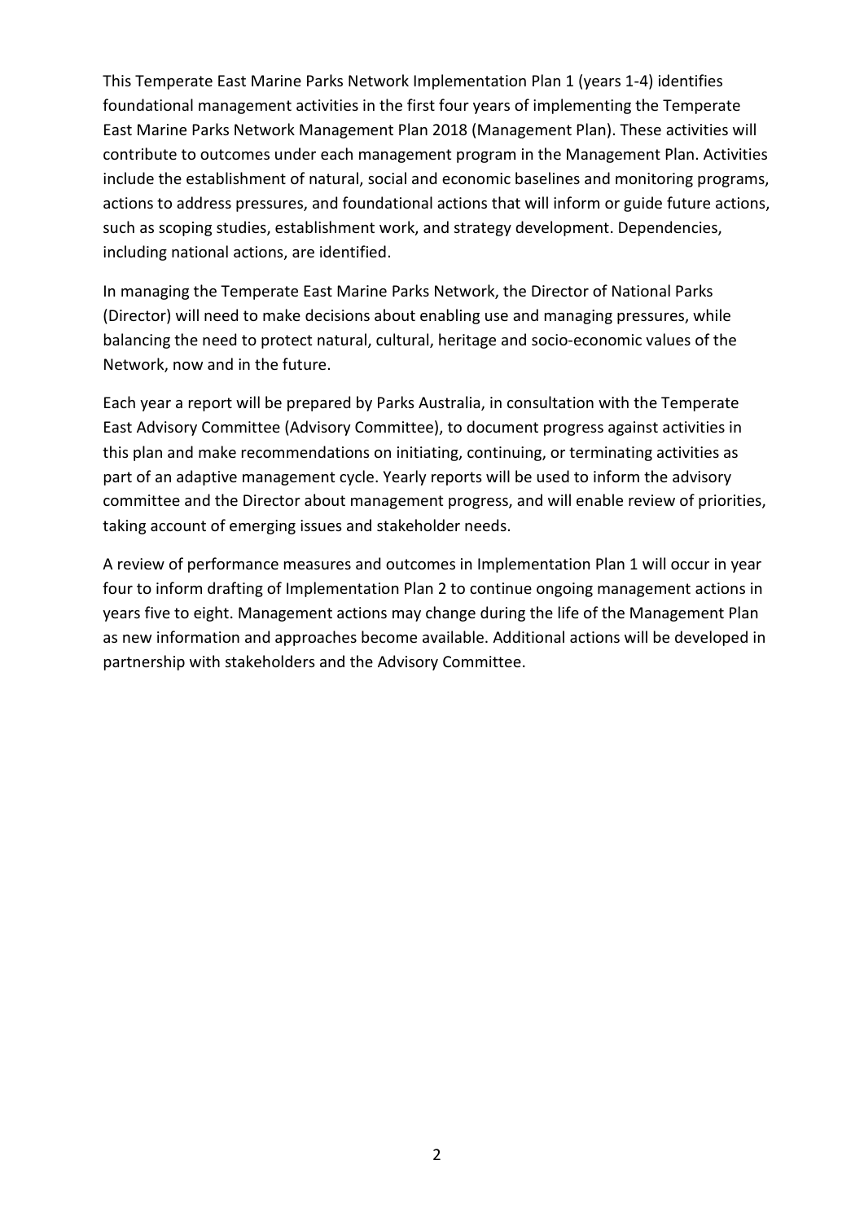This Temperate East Marine Parks Network Implementation Plan 1 (years 1-4) identifies foundational management activities in the first four years of implementing the Temperate East Marine Parks Network Management Plan 2018 (Management Plan). These activities will contribute to outcomes under each management program in the Management Plan. Activities include the establishment of natural, social and economic baselines and monitoring programs, actions to address pressures, and foundational actions that will inform or guide future actions, such as scoping studies, establishment work, and strategy development. Dependencies, including national actions, are identified.

In managing the Temperate East Marine Parks Network, the Director of National Parks (Director) will need to make decisions about enabling use and managing pressures, while balancing the need to protect natural, cultural, heritage and socio-economic values of the Network, now and in the future.

Each year a report will be prepared by Parks Australia, in consultation with the Temperate East Advisory Committee (Advisory Committee), to document progress against activities in this plan and make recommendations on initiating, continuing, or terminating activities as part of an adaptive management cycle. Yearly reports will be used to inform the advisory committee and the Director about management progress, and will enable review of priorities, taking account of emerging issues and stakeholder needs.

A review of performance measures and outcomes in Implementation Plan 1 will occur in year four to inform drafting of Implementation Plan 2 to continue ongoing management actions in years five to eight. Management actions may change during the life of the Management Plan as new information and approaches become available. Additional actions will be developed in partnership with stakeholders and the Advisory Committee.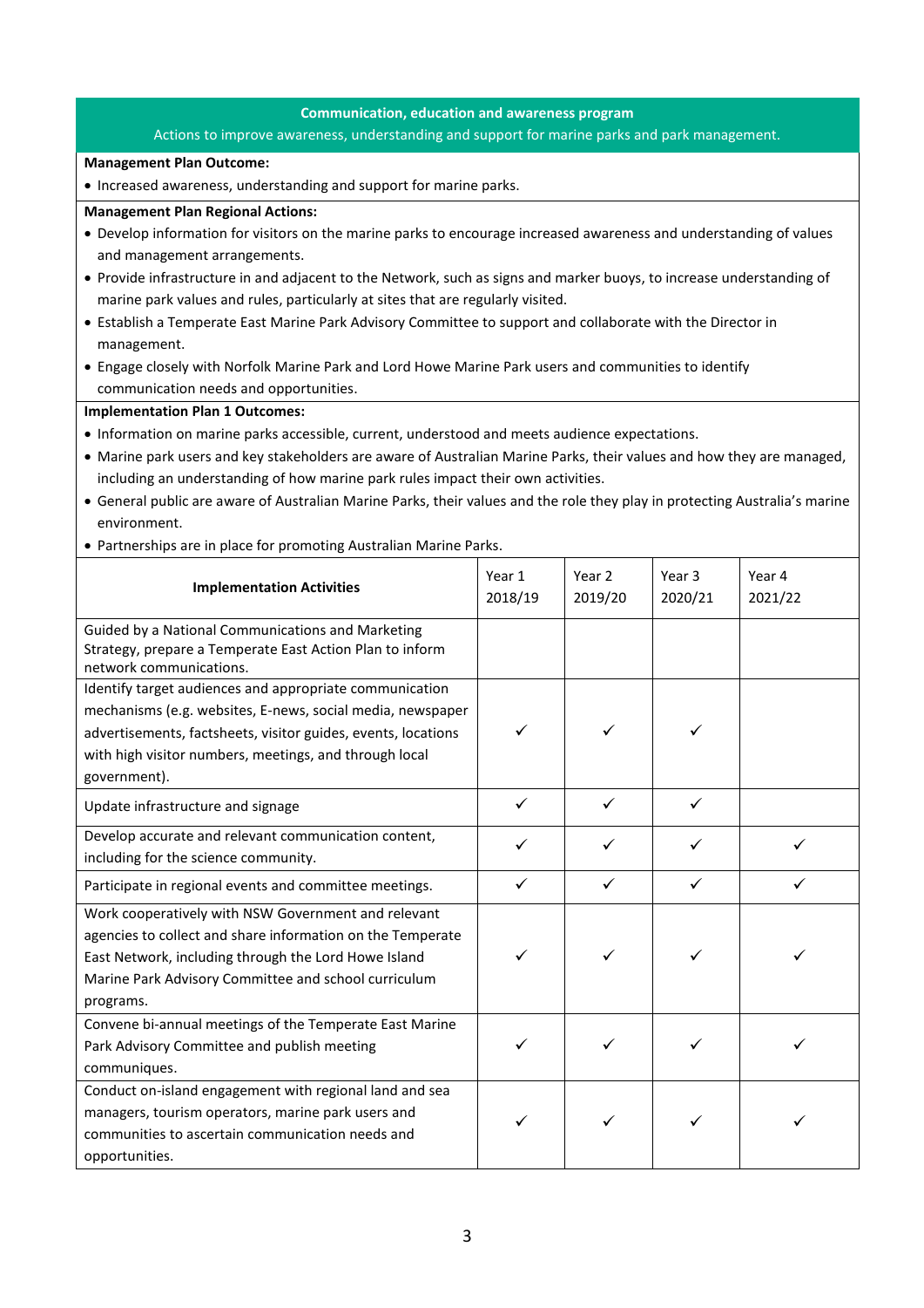**Communication, education and awareness program**

Actions to improve awareness, understanding and support for marine parks and park management.

**Management Plan Outcome:**

- Increased awareness, understanding and support for marine parks.

**Management Plan Regional Actions:**

- Develop information for visitors on the marine parks to encourage increased awareness and understanding of values and management arrangements.
- Provide infrastructure in and adjacent to the Network, such as signs and marker buoys, to increase understanding of marine park values and rules, particularly at sites that are regularly visited.
- Establish a Temperate East Marine Park Advisory Committee to support and collaborate with the Director in management.
- Engage closely with Norfolk Marine Park and Lord Howe Marine Park users and communities to identify communication needs and opportunities.

**Implementation Plan 1 Outcomes:**

- Information on marine parks accessible, current, understood and meets audience expectations.
- Marine park users and key stakeholders are aware of Australian Marine Parks, their values and how they are managed, including an understanding of how marine park rules impact their own activities.
- General public are aware of Australian Marine Parks, their values and the role they play in protecting Australia's marine environment.
- Partnerships are in place for promoting Australian Marine Parks.

| **Implementation Activities** | Year 1 2018/19 | Year 2 2019/20 | Year 3 2020/21 | Year 4 2021/22 |
|---|---|---|---|---|
| Guided by a National Communications and Marketing Strategy, prepare a Temperate East Action Plan to inform network communications. | | | | |
| Identify target audiences and appropriate communication mechanisms (e.g. websites, E-news, social media, newspaper advertisements, factsheets, visitor guides, events, locations with high visitor numbers, meetings, and through local government). | ✓ | ✓ | ✓ | |
| Update infrastructure and signage | ✓ | ✓ | ✓ | |
| Develop accurate and relevant communication content, including for the science community. | ✓ | ✓ | ✓ | ✓ |
| Participate in regional events and committee meetings. | ✓ | ✓ | ✓ | ✓ |
| Work cooperatively with NSW Government and relevant agencies to collect and share information on the Temperate East Network, including through the Lord Howe Island Marine Park Advisory Committee and school curriculum programs. | ✓ | ✓ | ✓ | ✓ |
| Convene bi-annual meetings of the Temperate East Marine Park Advisory Committee and publish meeting communiques. | ✓ | ✓ | ✓ | ✓ |
| Conduct on-island engagement with regional land and sea managers, tourism operators, marine park users and communities to ascertain communication needs and opportunities. | ✓ | ✓ | ✓ | ✓ |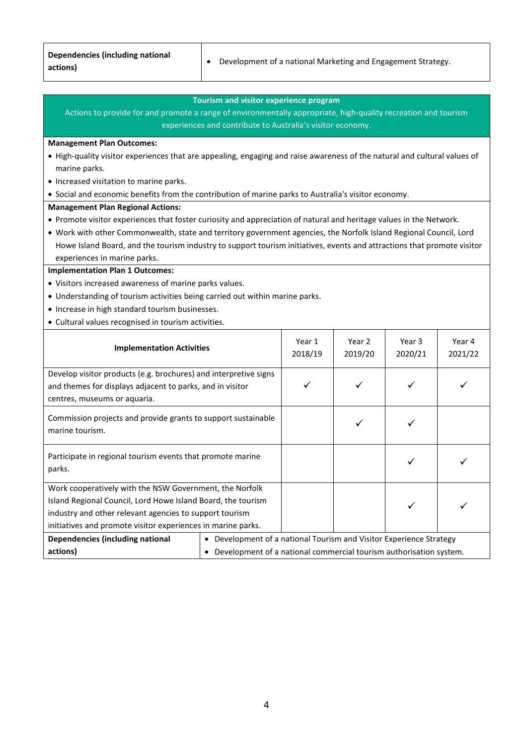| Dependencies (including national actions) | • Development of a national Marketing and Engagement Strategy. |
|---|---|

**Tourism and visitor experience program**

Actions to provide for and promote a range of environmentally appropriate, high-quality recreation and tourism experiences and contribute to Australia's visitor economy.

**Management Plan Outcomes:**

- High-quality visitor experiences that are appealing, engaging and raise awareness of the natural and cultural values of marine parks.
- Increased visitation to marine parks.
- Social and economic benefits from the contribution of marine parks to Australia's visitor economy.

**Management Plan Regional Actions:**

- Promote visitor experiences that foster curiosity and appreciation of natural and heritage values in the Network.
- Work with other Commonwealth, state and territory government agencies, the Norfolk Island Regional Council, Lord Howe Island Board, and the tourism industry to support tourism initiatives, events and attractions that promote visitor experiences in marine parks.

**Implementation Plan 1 Outcomes:**

- Visitors increased awareness of marine parks values.
- Understanding of tourism activities being carried out within marine parks.
- Increase in high standard tourism businesses.
- Cultural values recognised in tourism activities.

| Implementation Activities | Year 1 2018/19 | Year 2 2019/20 | Year 3 2020/21 | Year 4 2021/22 |
|---|---|---|---|---|
| Develop visitor products (e.g. brochures) and interpretive signs and themes for displays adjacent to parks, and in visitor centres, museums or aquaria. | ✓ | ✓ | ✓ | ✓ |
| Commission projects and provide grants to support sustainable marine tourism. | | ✓ | ✓ | |
| Participate in regional tourism events that promote marine parks. | | | ✓ | ✓ |
| Work cooperatively with the NSW Government, the Norfolk Island Regional Council, Lord Howe Island Board, the tourism industry and other relevant agencies to support tourism initiatives and promote visitor experiences in marine parks. | | | ✓ | ✓ |

| Dependencies (including national actions) | • Development of a national Tourism and Visitor Experience Strategy<br>• Development of a national commercial tourism authorisation system. |
|---|---|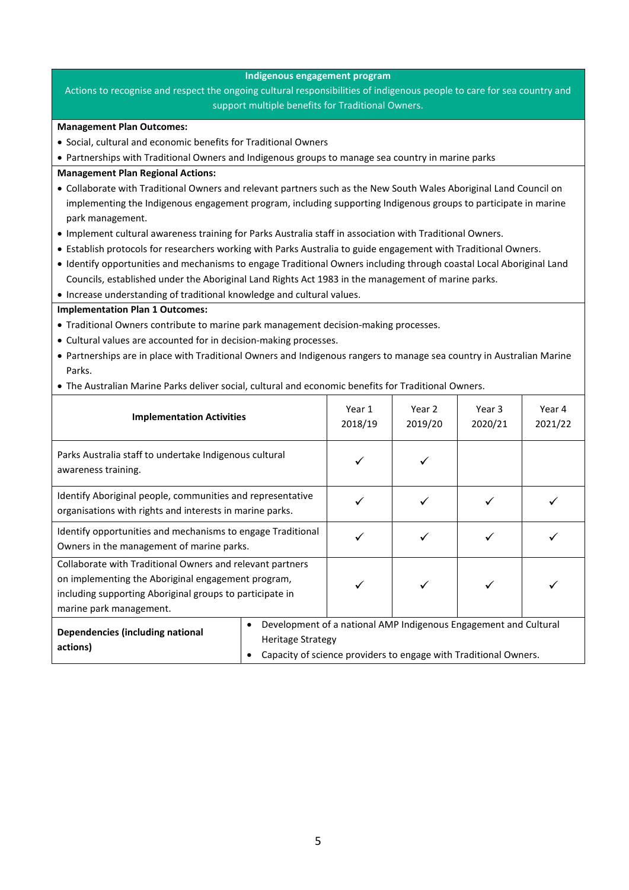**Indigenous engagement program**

Actions to recognise and respect the ongoing cultural responsibilities of indigenous people to care for sea country and support multiple benefits for Traditional Owners.

**Management Plan Outcomes:**

- Social, cultural and economic benefits for Traditional Owners
- Partnerships with Traditional Owners and Indigenous groups to manage sea country in marine parks

**Management Plan Regional Actions:**

- Collaborate with Traditional Owners and relevant partners such as the New South Wales Aboriginal Land Council on implementing the Indigenous engagement program, including supporting Indigenous groups to participate in marine park management.
- Implement cultural awareness training for Parks Australia staff in association with Traditional Owners.
- Establish protocols for researchers working with Parks Australia to guide engagement with Traditional Owners.
- Identify opportunities and mechanisms to engage Traditional Owners including through coastal Local Aboriginal Land Councils, established under the Aboriginal Land Rights Act 1983 in the management of marine parks.
- Increase understanding of traditional knowledge and cultural values.

**Implementation Plan 1 Outcomes:**

- Traditional Owners contribute to marine park management decision-making processes.
- Cultural values are accounted for in decision-making processes.
- Partnerships are in place with Traditional Owners and Indigenous rangers to manage sea country in Australian Marine Parks.
- The Australian Marine Parks deliver social, cultural and economic benefits for Traditional Owners.

| Implementation Activities | Year 1 2018/19 | Year 2 2019/20 | Year 3 2020/21 | Year 4 2021/22 |
|---|---|---|---|---|
| Parks Australia staff to undertake Indigenous cultural awareness training. | ✓ | ✓ | | |
| Identify Aboriginal people, communities and representative organisations with rights and interests in marine parks. | ✓ | ✓ | ✓ | ✓ |
| Identify opportunities and mechanisms to engage Traditional Owners in the management of marine parks. | ✓ | ✓ | ✓ | ✓ |
| Collaborate with Traditional Owners and relevant partners on implementing the Aboriginal engagement program, including supporting Aboriginal groups to participate in marine park management. | ✓ | ✓ | ✓ | ✓ |

| **Dependencies (including national actions)** | • Development of a national AMP Indigenous Engagement and Cultural Heritage Strategy<br>• Capacity of science providers to engage with Traditional Owners. |
|---|---|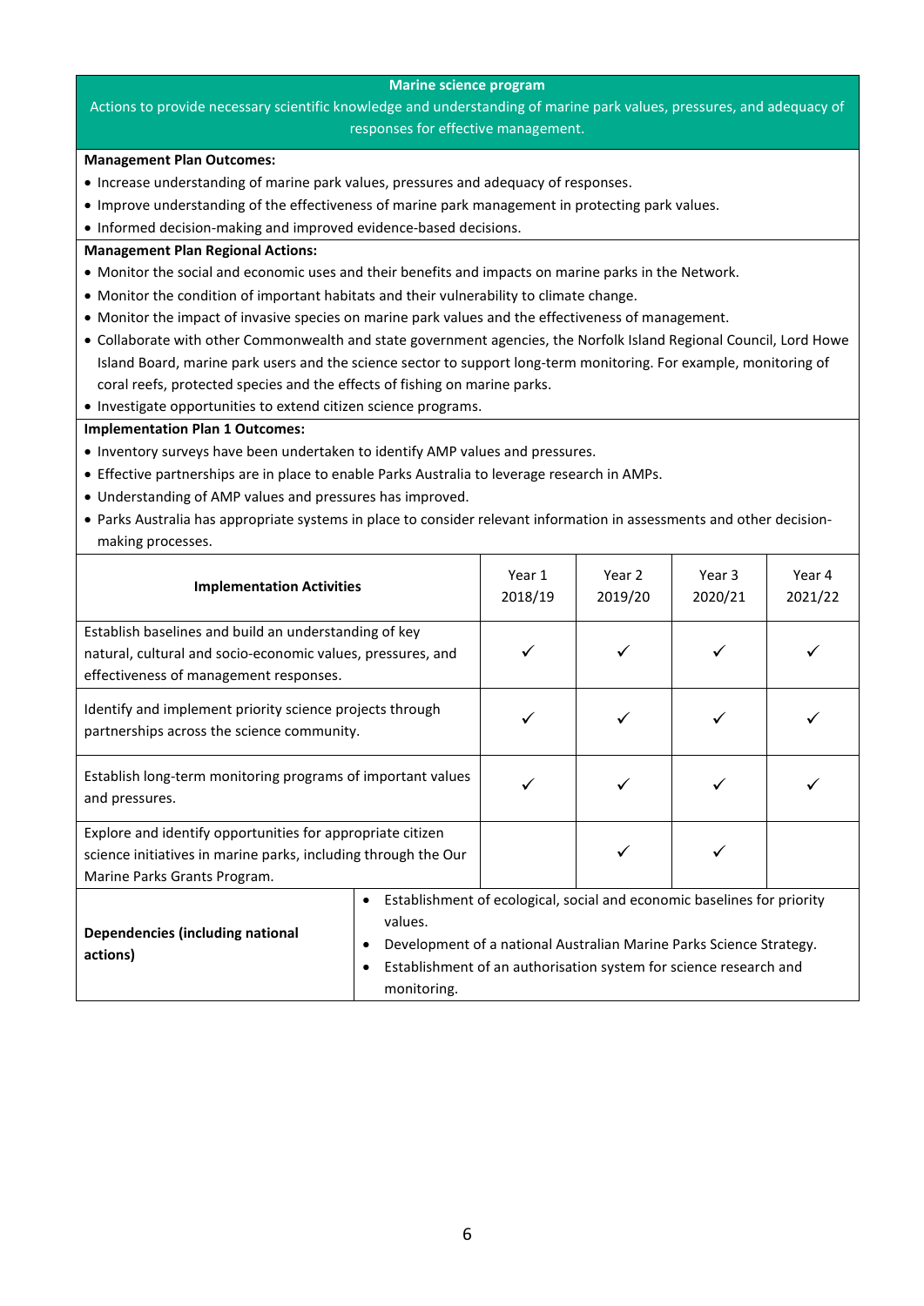**Marine science program**

Actions to provide necessary scientific knowledge and understanding of marine park values, pressures, and adequacy of responses for effective management.

**Management Plan Outcomes:**

- Increase understanding of marine park values, pressures and adequacy of responses.
- Improve understanding of the effectiveness of marine park management in protecting park values.
- Informed decision-making and improved evidence-based decisions.

**Management Plan Regional Actions:**

- Monitor the social and economic uses and their benefits and impacts on marine parks in the Network.
- Monitor the condition of important habitats and their vulnerability to climate change.
- Monitor the impact of invasive species on marine park values and the effectiveness of management.
- Collaborate with other Commonwealth and state government agencies, the Norfolk Island Regional Council, Lord Howe Island Board, marine park users and the science sector to support long-term monitoring. For example, monitoring of coral reefs, protected species and the effects of fishing on marine parks.
- Investigate opportunities to extend citizen science programs.

**Implementation Plan 1 Outcomes:**

- Inventory surveys have been undertaken to identify AMP values and pressures.
- Effective partnerships are in place to enable Parks Australia to leverage research in AMPs.
- Understanding of AMP values and pressures has improved.
- Parks Australia has appropriate systems in place to consider relevant information in assessments and other decision-making processes.

| Implementation Activities | Year 1 2018/19 | Year 2 2019/20 | Year 3 2020/21 | Year 4 2021/22 |
|---|---|---|---|---|
| Establish baselines and build an understanding of key natural, cultural and socio-economic values, pressures, and effectiveness of management responses. | ✓ | ✓ | ✓ | ✓ |
| Identify and implement priority science projects through partnerships across the science community. | ✓ | ✓ | ✓ | ✓ |
| Establish long-term monitoring programs of important values and pressures. | ✓ | ✓ | ✓ | ✓ |
| Explore and identify opportunities for appropriate citizen science initiatives in marine parks, including through the Our Marine Parks Grants Program. | | ✓ | ✓ | |

| **Dependencies (including national actions)** | |
|---|---|
| | • Establishment of ecological, social and economic baselines for priority values.<br>• Development of a national Australian Marine Parks Science Strategy.<br>• Establishment of an authorisation system for science research and monitoring. |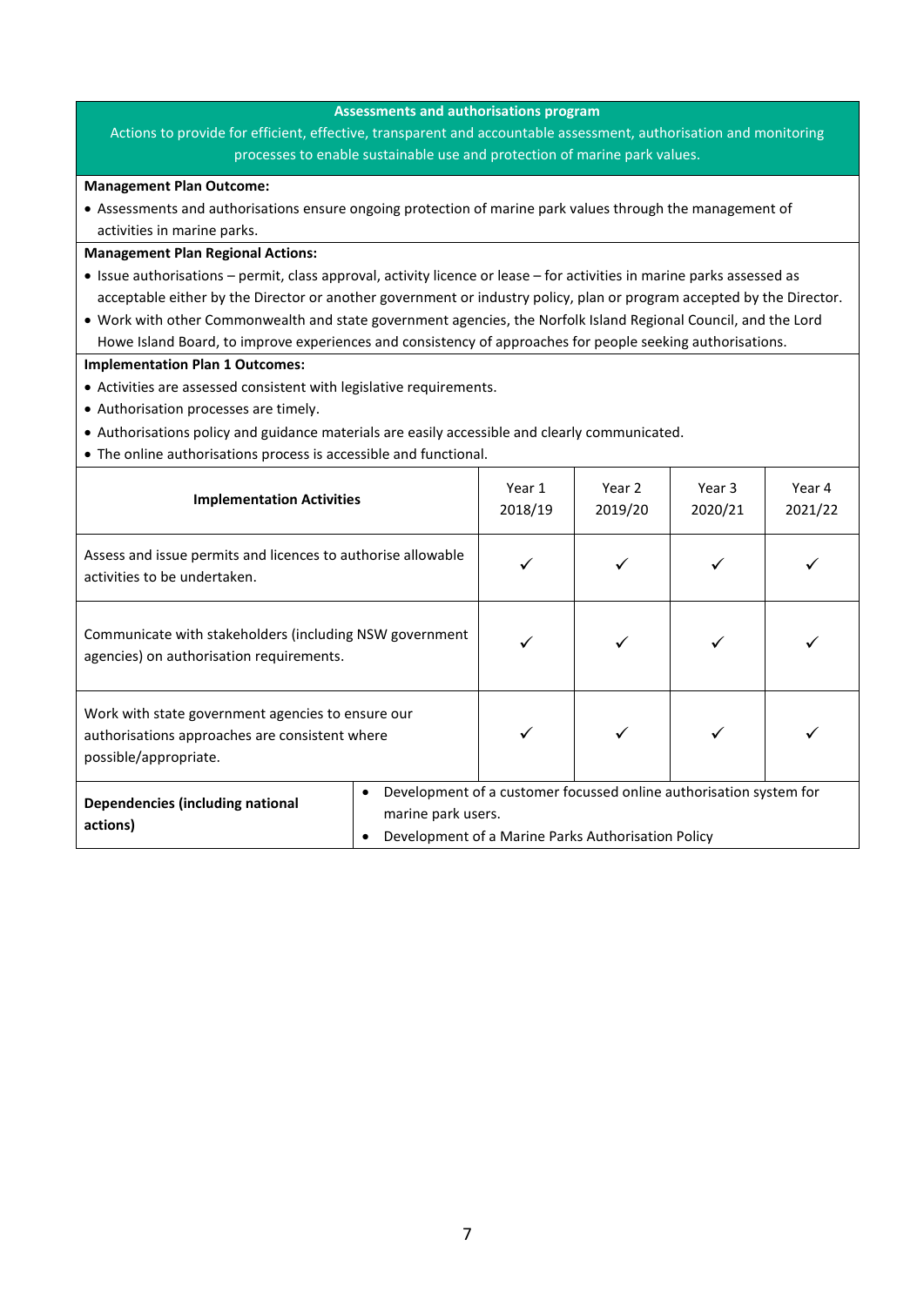**Assessments and authorisations program**

Actions to provide for efficient, effective, transparent and accountable assessment, authorisation and monitoring processes to enable sustainable use and protection of marine park values.

**Management Plan Outcome:**

- Assessments and authorisations ensure ongoing protection of marine park values through the management of activities in marine parks.

**Management Plan Regional Actions:**

- Issue authorisations – permit, class approval, activity licence or lease – for activities in marine parks assessed as acceptable either by the Director or another government or industry policy, plan or program accepted by the Director.
- Work with other Commonwealth and state government agencies, the Norfolk Island Regional Council, and the Lord Howe Island Board, to improve experiences and consistency of approaches for people seeking authorisations.

**Implementation Plan 1 Outcomes:**

- Activities are assessed consistent with legislative requirements.
- Authorisation processes are timely.
- Authorisations policy and guidance materials are easily accessible and clearly communicated.
- The online authorisations process is accessible and functional.

| **Implementation Activities** | Year 1 2018/19 | Year 2 2019/20 | Year 3 2020/21 | Year 4 2021/22 |
|---|---|---|---|---|
| Assess and issue permits and licences to authorise allowable activities to be undertaken. | ✓ | ✓ | ✓ | ✓ |
| Communicate with stakeholders (including NSW government agencies) on authorisation requirements. | ✓ | ✓ | ✓ | ✓ |
| Work with state government agencies to ensure our authorisations approaches are consistent where possible/appropriate. | ✓ | ✓ | ✓ | ✓ |

**Dependencies (including national actions)**

- Development of a customer focussed online authorisation system for marine park users.
- Development of a Marine Parks Authorisation Policy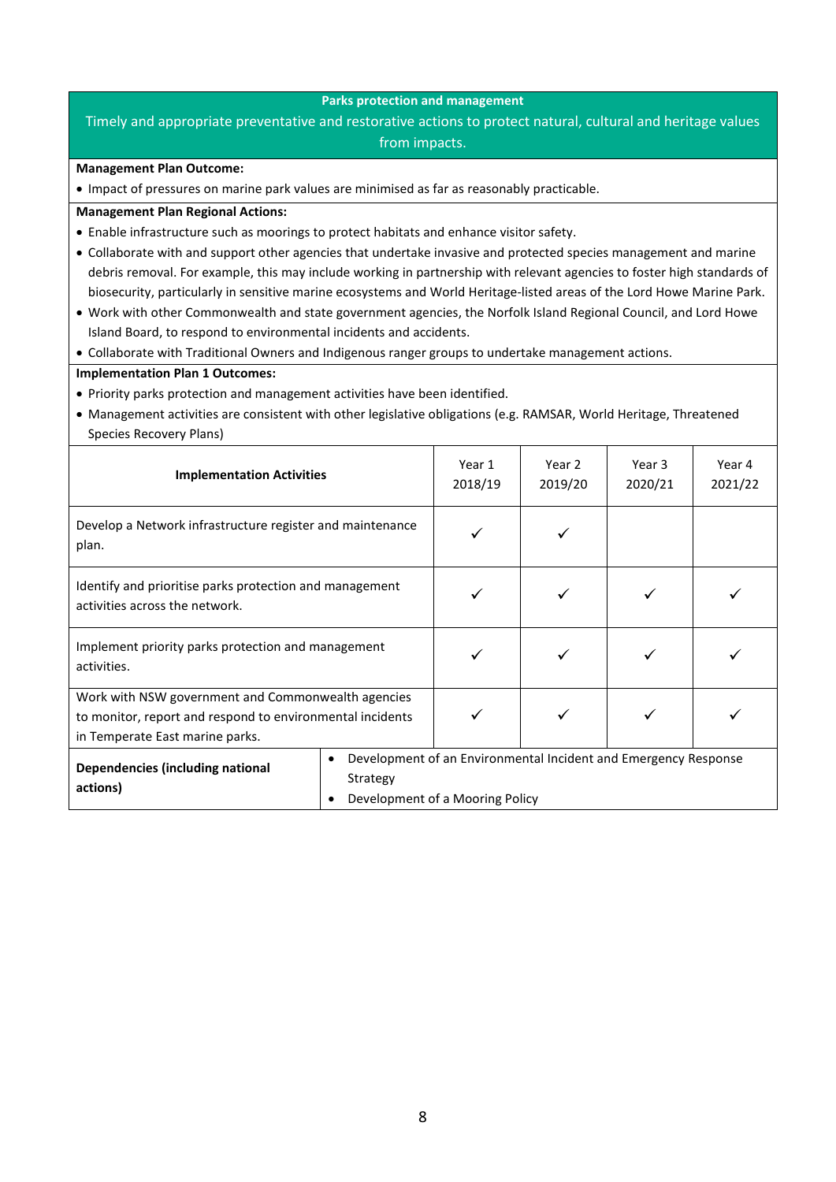**Parks protection and management**

Timely and appropriate preventative and restorative actions to protect natural, cultural and heritage values from impacts.

**Management Plan Outcome:**

- Impact of pressures on marine park values are minimised as far as reasonably practicable.

**Management Plan Regional Actions:**

- Enable infrastructure such as moorings to protect habitats and enhance visitor safety.
- Collaborate with and support other agencies that undertake invasive and protected species management and marine debris removal. For example, this may include working in partnership with relevant agencies to foster high standards of biosecurity, particularly in sensitive marine ecosystems and World Heritage-listed areas of the Lord Howe Marine Park.
- Work with other Commonwealth and state government agencies, the Norfolk Island Regional Council, and Lord Howe Island Board, to respond to environmental incidents and accidents.
- Collaborate with Traditional Owners and Indigenous ranger groups to undertake management actions.

**Implementation Plan 1 Outcomes:**

- Priority parks protection and management activities have been identified.
- Management activities are consistent with other legislative obligations (e.g. RAMSAR, World Heritage, Threatened Species Recovery Plans)

| **Implementation Activities** | Year 1 2018/19 | Year 2 2019/20 | Year 3 2020/21 | Year 4 2021/22 |
|---|---|---|---|---|
| Develop a Network infrastructure register and maintenance plan. | ✓ | ✓ | | |
| Identify and prioritise parks protection and management activities across the network. | ✓ | ✓ | ✓ | ✓ |
| Implement priority parks protection and management activities. | ✓ | ✓ | ✓ | ✓ |
| Work with NSW government and Commonwealth agencies to monitor, report and respond to environmental incidents in Temperate East marine parks. | ✓ | ✓ | ✓ | ✓ |

| **Dependencies (including national actions)** | |
|---|---|
| | • Development of an Environmental Incident and Emergency Response Strategy<br>• Development of a Mooring Policy |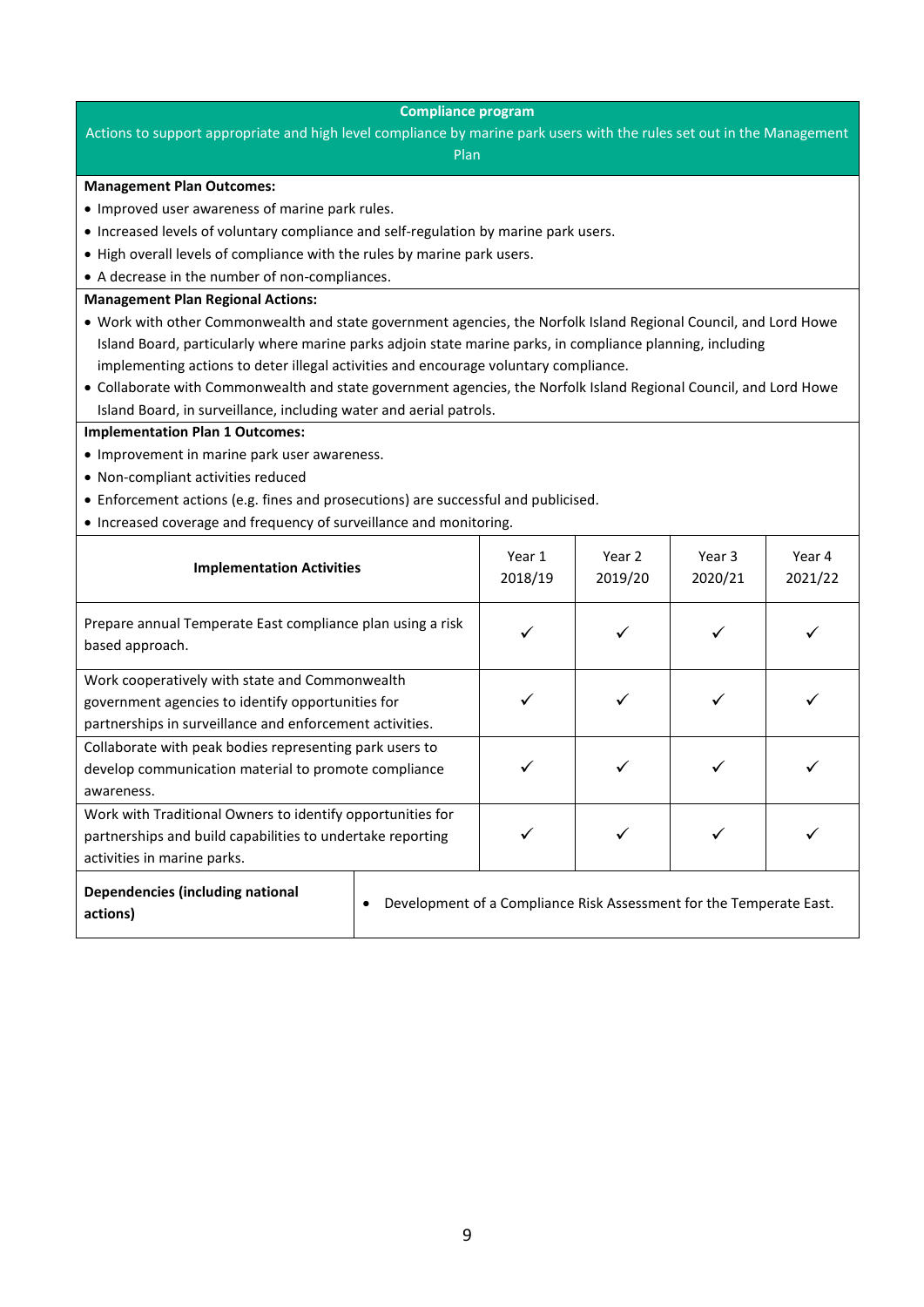**Compliance program**

Actions to support appropriate and high level compliance by marine park users with the rules set out in the Management Plan

**Management Plan Outcomes:**

- Improved user awareness of marine park rules.
- Increased levels of voluntary compliance and self-regulation by marine park users.
- High overall levels of compliance with the rules by marine park users.
- A decrease in the number of non-compliances.

**Management Plan Regional Actions:**

- Work with other Commonwealth and state government agencies, the Norfolk Island Regional Council, and Lord Howe Island Board, particularly where marine parks adjoin state marine parks, in compliance planning, including implementing actions to deter illegal activities and encourage voluntary compliance.
- Collaborate with Commonwealth and state government agencies, the Norfolk Island Regional Council, and Lord Howe Island Board, in surveillance, including water and aerial patrols.

**Implementation Plan 1 Outcomes:**

- Improvement in marine park user awareness.
- Non-compliant activities reduced
- Enforcement actions (e.g. fines and prosecutions) are successful and publicised.
- Increased coverage and frequency of surveillance and monitoring.

| **Implementation Activities** | Year 1 2018/19 | Year 2 2019/20 | Year 3 2020/21 | Year 4 2021/22 |
|---|---|---|---|---|
| Prepare annual Temperate East compliance plan using a risk based approach. | ✓ | ✓ | ✓ | ✓ |
| Work cooperatively with state and Commonwealth government agencies to identify opportunities for partnerships in surveillance and enforcement activities. | ✓ | ✓ | ✓ | ✓ |
| Collaborate with peak bodies representing park users to develop communication material to promote compliance awareness. | ✓ | ✓ | ✓ | ✓ |
| Work with Traditional Owners to identify opportunities for partnerships and build capabilities to undertake reporting activities in marine parks. | ✓ | ✓ | ✓ | ✓ |

| | |
|---|---|
| **Dependencies (including national actions)** | • Development of a Compliance Risk Assessment for the Temperate East. |